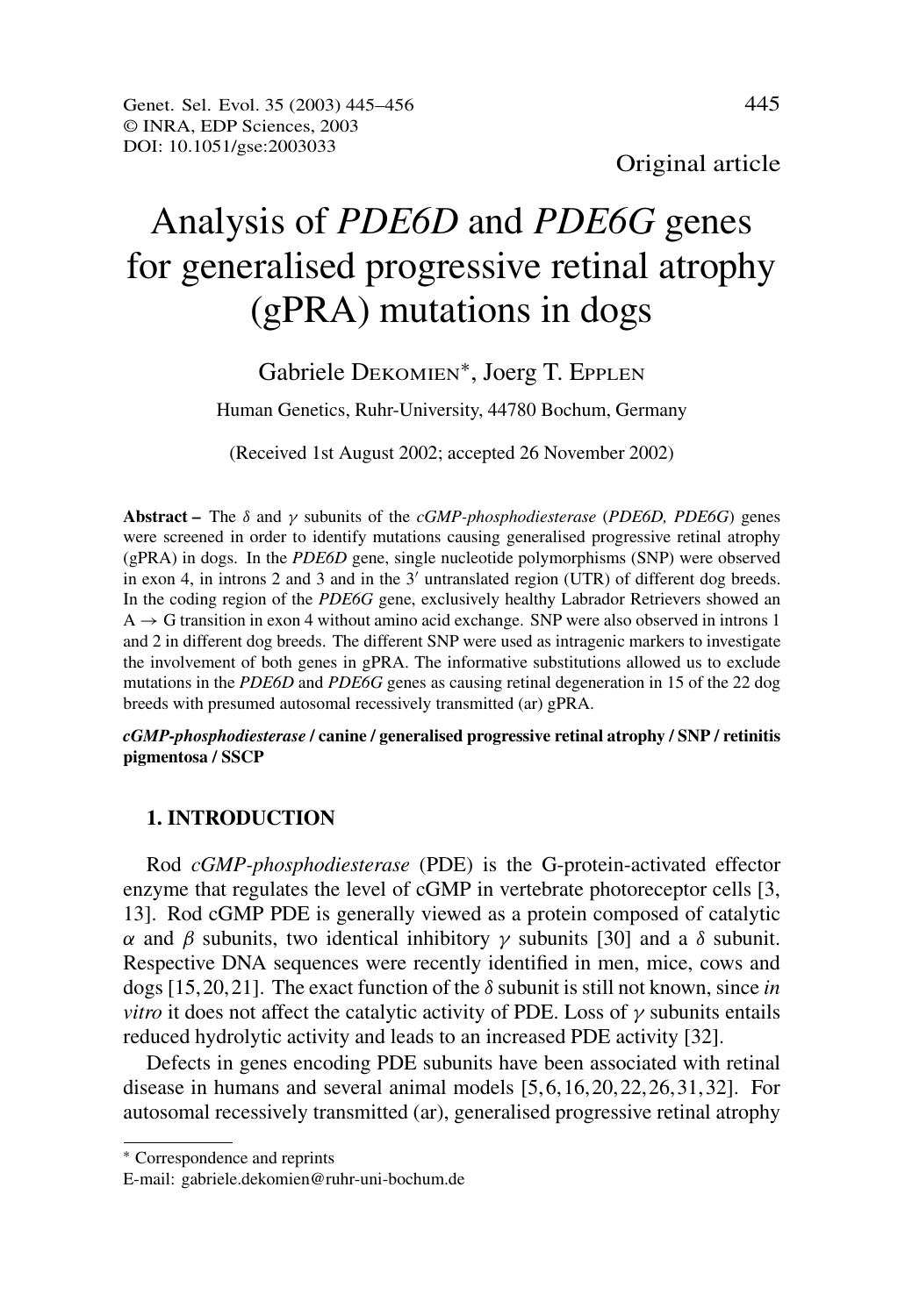Original article

# Analysis of *PDE6D* and *PDE6G* genes for generalised progressive retinal atrophy (gPRA) mutations in dogs

Gabriele Dekomien*, Joerg T. Epplen

Human Genetics, Ruhr-University, 44780 Bochum, Germany

(Received 1st August 2002; accepted 26 November 2002)

**Abstract –** The $\delta$ and $\gamma$ subunits of the *cGMP-phosphodiesterase* (*PDE6D, PDE6G*) genes were screened in order to identify mutations causing generalised progressive retinal atrophy (gPRA) in dogs. In the *PDE6D* gene, single nucleotide polymorphisms (SNP) were observed in exon 4, in introns 2 and 3 and in the 3′ untranslated region (UTR) of different dog breeds. In the coding region of the *PDE6G* gene, exclusively healthy Labrador Retrievers showed an A → G transition in exon 4 without amino acid exchange. SNP were also observed in introns 1 and 2 in different dog breeds. The different SNP were used as intragenic markers to investigate the involvement of both genes in gPRA. The informative substitutions allowed us to exclude mutations in the *PDE6D* and *PDE6G* genes as causing retinal degeneration in 15 of the 22 dog breeds with presumed autosomal recessively transmitted (ar) gPRA.

***cGMP-phosphodiesterase* / canine / generalised progressive retinal atrophy / SNP / retinitis pigmentosa / SSCP**

## 1. INTRODUCTION

Rod *cGMP-phosphodiesterase* (PDE) is the G-protein-activated effector enzyme that regulates the level of cGMP in vertebrate photoreceptor cells [3, 13]. Rod cGMP PDE is generally viewed as a protein composed of catalytic $\alpha$ and $\beta$ subunits, two identical inhibitory $\gamma$ subunits [30] and a $\delta$ subunit. Respective DNA sequences were recently identified in men, mice, cows and dogs [15,20,21]. The exact function of the $\delta$ subunit is still not known, since *in vitro* it does not affect the catalytic activity of PDE. Loss of $\gamma$ subunits entails reduced hydrolytic activity and leads to an increased PDE activity [32].

Defects in genes encoding PDE subunits have been associated with retinal disease in humans and several animal models [5,6,16,20,22,26,31,32]. For autosomal recessively transmitted (ar), generalised progressive retinal atrophy

* Correspondence and reprints
E-mail: gabriele.dekomien@ruhr-uni-bochum.de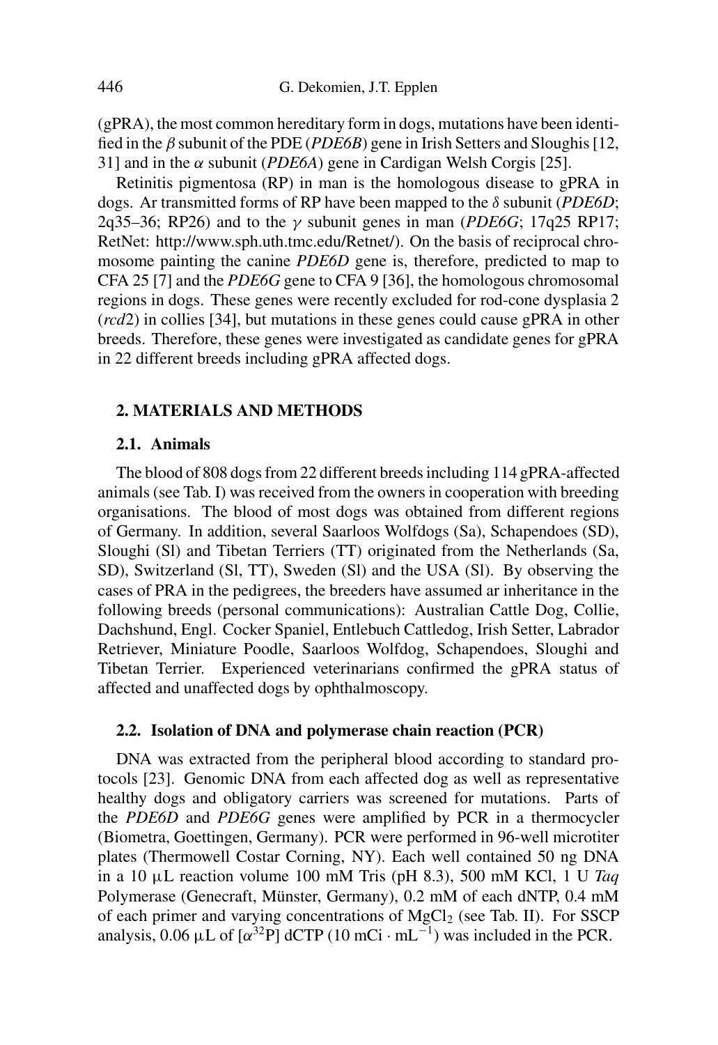(gPRA), the most common hereditary form in dogs, mutations have been identified in the $\beta$ subunit of the PDE (*PDE6B*) gene in Irish Setters and Sloughis [12, 31] and in the $\alpha$ subunit (*PDE6A*) gene in Cardigan Welsh Corgis [25].

Retinitis pigmentosa (RP) in man is the homologous disease to gPRA in dogs. Ar transmitted forms of RP have been mapped to the $\delta$ subunit (*PDE6D*; 2q35–36; RP26) and to the $\gamma$ subunit genes in man (*PDE6G*; 17q25 RP17; RetNet: http://www.sph.uth.tmc.edu/Retnet/). On the basis of reciprocal chromosome painting the canine *PDE6D* gene is, therefore, predicted to map to CFA 25 [7] and the *PDE6G* gene to CFA 9 [36], the homologous chromosomal regions in dogs. These genes were recently excluded for rod-cone dysplasia 2 (*rcd2*) in collies [34], but mutations in these genes could cause gPRA in other breeds. Therefore, these genes were investigated as candidate genes for gPRA in 22 different breeds including gPRA affected dogs.

## 2. MATERIALS AND METHODS

### 2.1. Animals

The blood of 808 dogs from 22 different breeds including 114 gPRA-affected animals (see Tab. I) was received from the owners in cooperation with breeding organisations. The blood of most dogs was obtained from different regions of Germany. In addition, several Saarloos Wolfdogs (Sa), Schapendoes (SD), Sloughi (Sl) and Tibetan Terriers (TT) originated from the Netherlands (Sa, SD), Switzerland (Sl, TT), Sweden (Sl) and the USA (Sl). By observing the cases of PRA in the pedigrees, the breeders have assumed ar inheritance in the following breeds (personal communications): Australian Cattle Dog, Collie, Dachshund, Engl. Cocker Spaniel, Entlebuch Cattledog, Irish Setter, Labrador Retriever, Miniature Poodle, Saarloos Wolfdog, Schapendoes, Sloughi and Tibetan Terrier. Experienced veterinarians confirmed the gPRA status of affected and unaffected dogs by ophthalmoscopy.

### 2.2. Isolation of DNA and polymerase chain reaction (PCR)

DNA was extracted from the peripheral blood according to standard protocols [23]. Genomic DNA from each affected dog as well as representative healthy dogs and obligatory carriers was screened for mutations. Parts of the *PDE6D* and *PDE6G* genes were amplified by PCR in a thermocycler (Biometra, Goettingen, Germany). PCR were performed in 96-well microtiter plates (Thermowell Costar Corning, NY). Each well contained 50 ng DNA in a 10 $\mu$L reaction volume 100 mM Tris (pH 8.3), 500 mM KCl, 1 U *Taq* Polymerase (Genecraft, Münster, Germany), 0.2 mM of each dNTP, 0.4 mM of each primer and varying concentrations of $MgCl_2$ (see Tab. II). For SSCP analysis, 0.06 $\mu$L of [$\alpha^{32}$P] dCTP (10 mCi $\cdot$ mL$^{-1}$) was included in the PCR.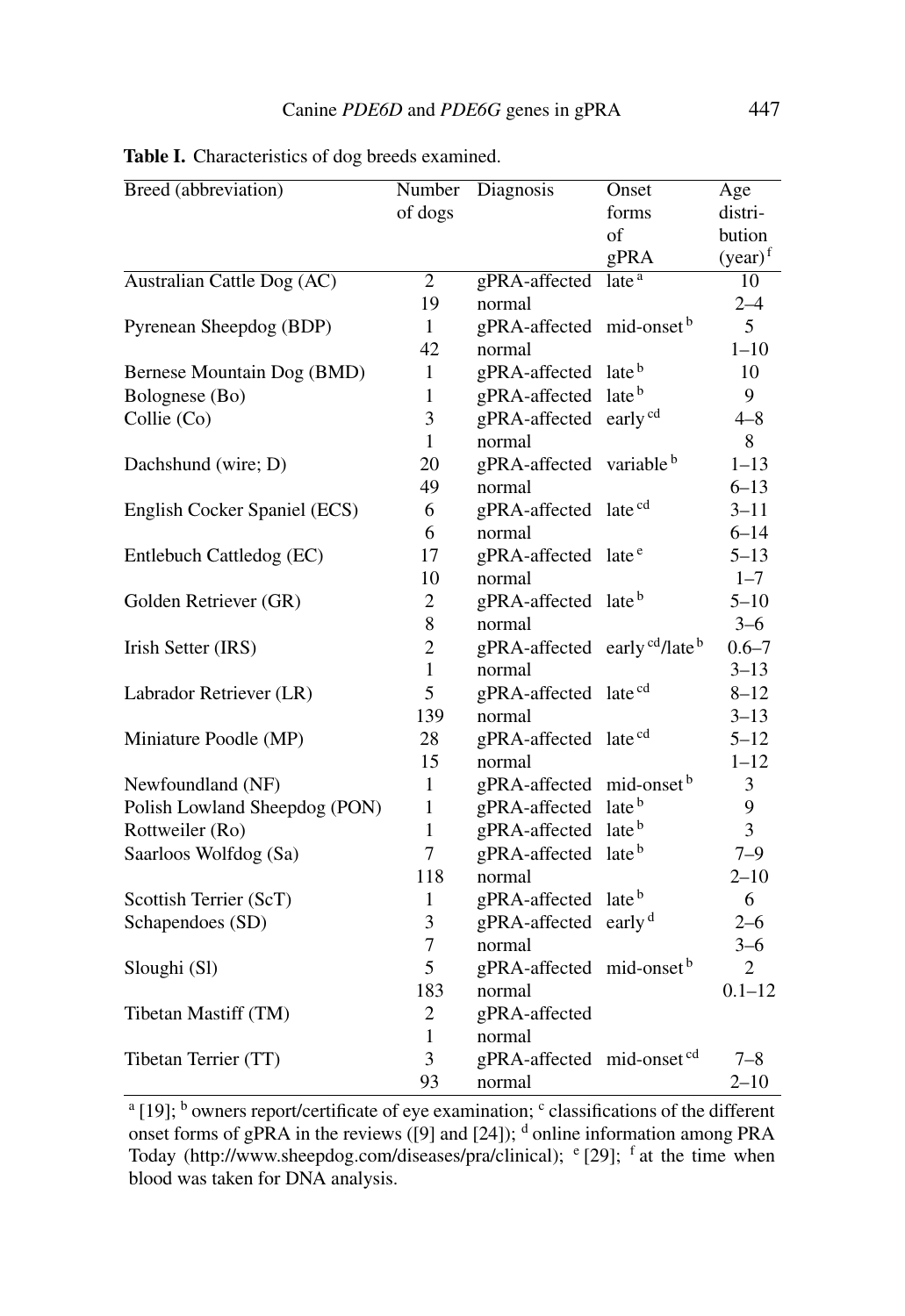**Table I.** Characteristics of dog breeds examined.

| Breed (abbreviation) | Number of dogs | Diagnosis | Onset forms of gPRA | Age distribution (year) [f] |
|---|---|---|---|---|
| Australian Cattle Dog (AC) | 2 | gPRA-affected | late [a] | 10 |
| | 19 | normal | | 2–4 |
| Pyrenean Sheepdog (BDP) | 1 | gPRA-affected | mid-onset [b] | 5 |
| | 42 | normal | | 1–10 |
| Bernese Mountain Dog (BMD) | 1 | gPRA-affected | late [b] | 10 |
| Bolognese (Bo) | 1 | gPRA-affected | late [b] | 9 |
| Collie (Co) | 3 | gPRA-affected | early [cd] | 4–8 |
| | 1 | normal | | 8 |
| Dachshund (wire; D) | 20 | gPRA-affected | variable [b] | 1–13 |
| | 49 | normal | | 6–13 |
| English Cocker Spaniel (ECS) | 6 | gPRA-affected | late [cd] | 3–11 |
| | 6 | normal | | 6–14 |
| Entlebuch Cattledog (EC) | 17 | gPRA-affected | late [e] | 5–13 |
| | 10 | normal | | 1–7 |
| Golden Retriever (GR) | 2 | gPRA-affected | late [b] | 5–10 |
| | 8 | normal | | 3–6 |
| Irish Setter (IRS) | 2 | gPRA-affected | early [cd]/late [b] | 0.6–7 |
| | 1 | normal | | 3–13 |
| Labrador Retriever (LR) | 5 | gPRA-affected | late [cd] | 8–12 |
| | 139 | normal | | 3–13 |
| Miniature Poodle (MP) | 28 | gPRA-affected | late [cd] | 5–12 |
| | 15 | normal | | 1–12 |
| Newfoundland (NF) | 1 | gPRA-affected | mid-onset [b] | 3 |
| Polish Lowland Sheepdog (PON) | 1 | gPRA-affected | late [b] | 9 |
| Rottweiler (Ro) | 1 | gPRA-affected | late [b] | 3 |
| Saarloos Wolfdog (Sa) | 7 | gPRA-affected | late [b] | 7–9 |
| | 118 | normal | | 2–10 |
| Scottish Terrier (ScT) | 1 | gPRA-affected | late [b] | 6 |
| Schapendoes (SD) | 3 | gPRA-affected | early [d] | 2–6 |
| | 7 | normal | | 3–6 |
| Sloughi (Sl) | 5 | gPRA-affected | mid-onset [b] | 2 |
| | 183 | normal | | 0.1–12 |
| Tibetan Mastiff (TM) | 2 | gPRA-affected | | |
| | 1 | normal | | |
| Tibetan Terrier (TT) | 3 | gPRA-affected | mid-onset [cd] | 7–8 |
| | 93 | normal | | 2–10 |

[a] [19]; [b] owners report/certificate of eye examination; [c] classifications of the different onset forms of gPRA in the reviews ([9] and [24]); [d] online information among PRA Today (http://www.sheepdog.com/diseases/pra/clinical); [e] [29]; [f] at the time when blood was taken for DNA analysis.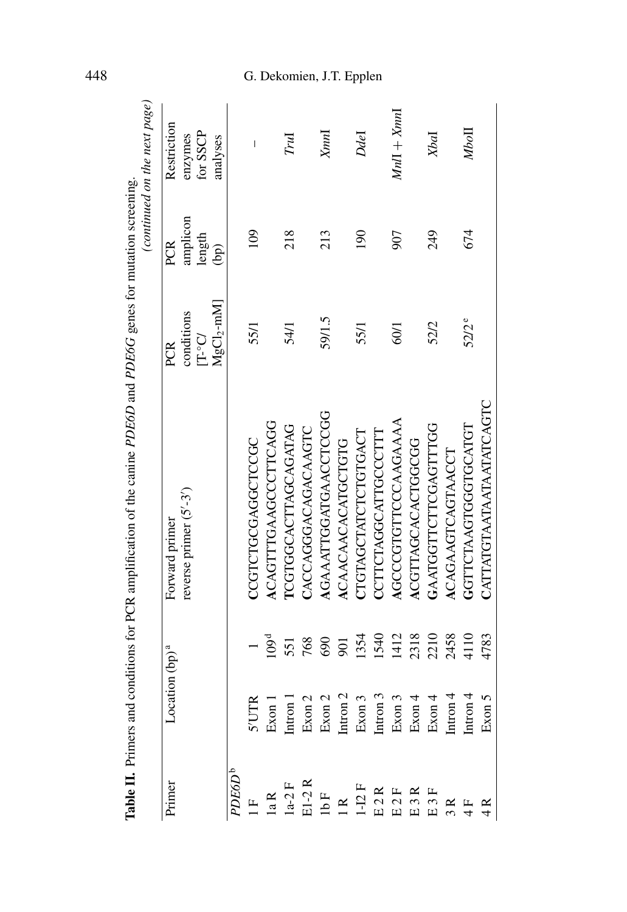**Table II.** Primers and conditions for PCR amplification of the canine *PDE6D* and *PDE6G* genes for mutation screening.

*(continued on the next page)*

| Primer | Location (bp)[a] | | Forward primer reverse primer (5′-3′) | PCR conditions [T-°C/ $MgCl_2$-mM] | PCR amplicon length (bp) | Restriction enzymes for SSCP analyses |
|---|---|---|---|---|---|---|
| *PDE6D*[b] | | | | | | |
| 1 F | 5′UTR | 1 | CCGTCTGCGAGGCTCCGC | 55/1 | 109 | – |
| 1a R | Exon 1 | 109[d] | ACAGTTTGAAGCCCTTCAGG | | | |
| 1a-2 F | Intron 1 | 551 | TCGTGGCACTTAGCAGATAG | 54/1 | 218 | *Tru*I |
| E1-2 R | Exon 2 | 768 | CACCAGGGACAGACAAGTC | | | |
| 1b F | Exon 2 | 690 | AGAAATTGGATGAACCTCCGG | 59/1.5 | 213 | *Xmn*I |
| 1 R | Intron 2 | 901 | ACAACAACACATGCTGTG | | | |
| 1-I2 F | Exon 3 | 1354 | CTGTAGCTATCTCTGTGACT | 55/1 | 190 | *Dde*I |
| E 2 R | Intron 3 | 1540 | CCTTCTAGGCATTGCCCTTT | | | |
| E 2 F | Exon 3 | 1412 | AGCCCGTGTTCCCAAGAAAA | 60/1 | 907 | *Mnl*I + *Xmn*I |
| E 3 R | Exon 4 | 2318 | ACGTTAGCACACTGGCGG | | | |
| E 3 F | Exon 4 | 2210 | GAATGGTTCTTCGAGTTTGG | 52/2 | 249 | *Xba*I |
| 3 R | Intron 4 | 2458 | ACAGAAGTCAGTAACCT | | | |
| 4 F | Intron 4 | 4110 | GGTTCTAAGTGGGTGCATGT | 52/2[e] | 674 | *Mbo*II |
| 4 R | Exon 5 | 4783 | CATTATGTAATAATAATATCAGTC | | | |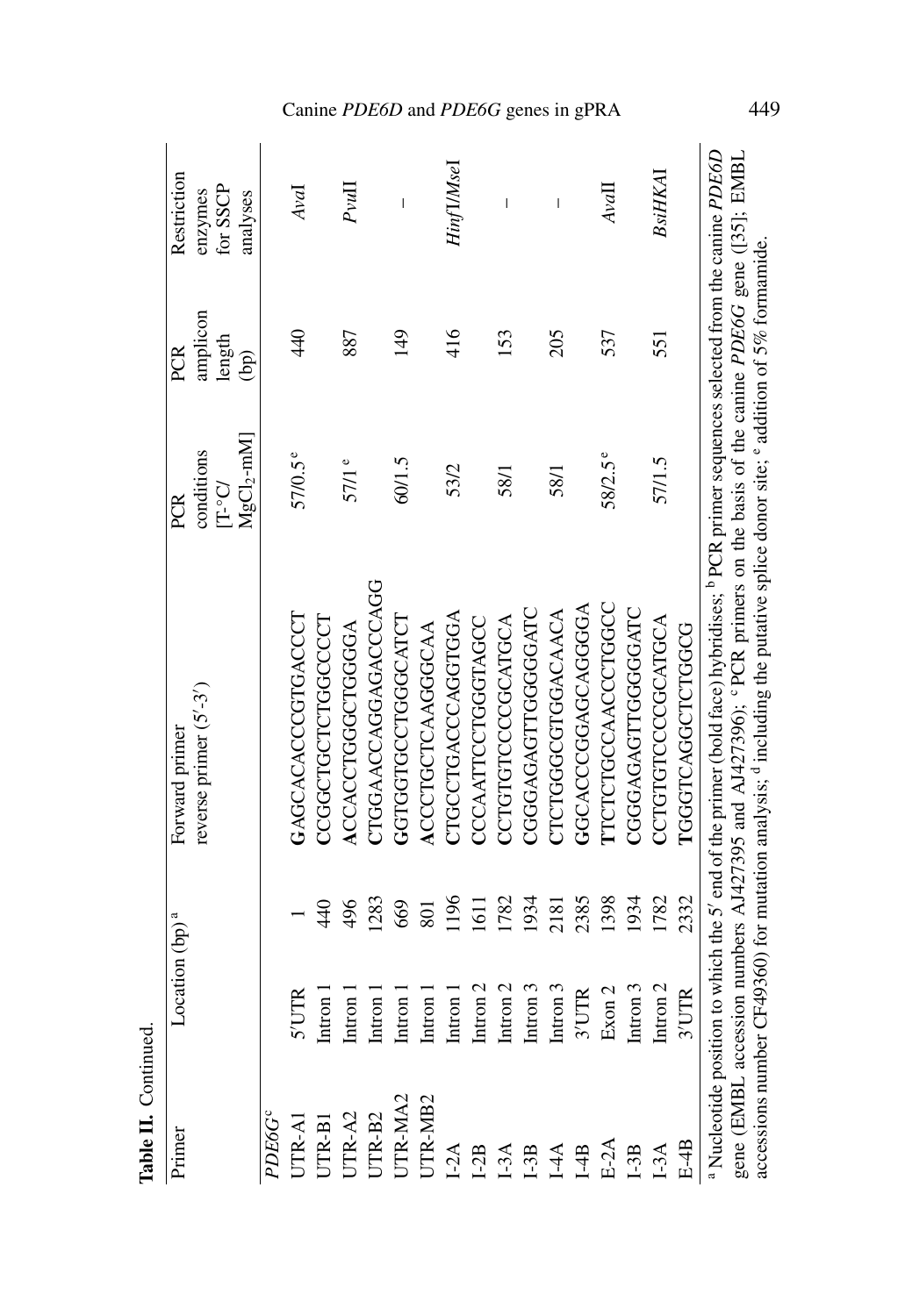**Table II.** Continued.

| Primer | Location (bp)[a] | | Forward primer reverse primer (5′-3′) | PCR conditions [T-°C/ $MgCl_2$-mM] | PCR amplicon length (bp) | Restriction enzymes for SSCP analyses |
|---|---|---|---|---|---|---|
| *PDE6G*[c] | | | | | | |
| UTR-A1 | 5′UTR | 1 | **G**AGCACACCCGTGACCCT | 57/0.5[e] | 440 | *Ava*I |
| UTR-B1 | Intron 1 | 440 | **C**CGGCTGCTCTGGCCCCT | | | |
| UTR-A2 | Intron 1 | 496 | **A**CCACCTGGGCTGGGGA | 57/1[e] | 887 | *Pvu*II |
| UTR-B2 | Intron 1 | 1283 | **C**TGGAACCAGGAGACCCAGG | | | |
| UTR-MA2 | Intron 1 | 669 | **G**GTGGTGCCTGGGCATCT | 60/1.5 | 149 | – |
| UTR-MB2 | Intron 1 | 801 | **A**CCCTGCTCAAGGGCAA | | | |
| I-2A | Intron 1 | 1196 | **C**TGCCTGACCCAGGTGGA | 53/2 | 416 | *Hinf*I/*Mse*I |
| I-2B | Intron 2 | 1611 | **C**CCAATTCCTGGGTAGCC | | | |
| I-3A | Intron 2 | 1782 | **C**CTGTGTCCCCGCATGCA | 58/1 | 153 | – |
| I-3B | Intron 3 | 1934 | **C**GGGAGAGTTGGGGGATC | | | |
| I-4A | Intron 3 | 2181 | **C**TCTGGGCGTGGACAACA | 58/1 | 205 | – |
| I-4B | 3′UTR | 2385 | **G**GCACCCGGAGCAGGGGA | | | |
| E-2A | Exon 2 | 1398 | **T**TCTCTGCCAACCCTGGCC | 58/2.5[e] | 537 | *Ava*II |
| I-3B | Intron 3 | 1934 | **C**GGGAGAGTTGGGGGATC | | | |
| I-3A | Intron 2 | 1782 | **C**CTGTGTCCCCGCATGCA | 57/1.5 | 551 | *BsiHKA*I |
| E-4B | 3′UTR | 2332 | **T**GGGTCAGGCTCTGGCG | | | |

[a] Nucleotide position to which the 5′ end of the primer (bold face) hybridises; [b] PCR primer sequences selected from the canine *PDE6D* gene (EMBL accession numbers AJ427395 and AJ427396); [c] PCR primers on the basis of the canine *PDE6G* gene ([35]; EMBL accessions number CF49360) for mutation analysis; [d] including the putative splice donor site; [e] addition of 5% formamide.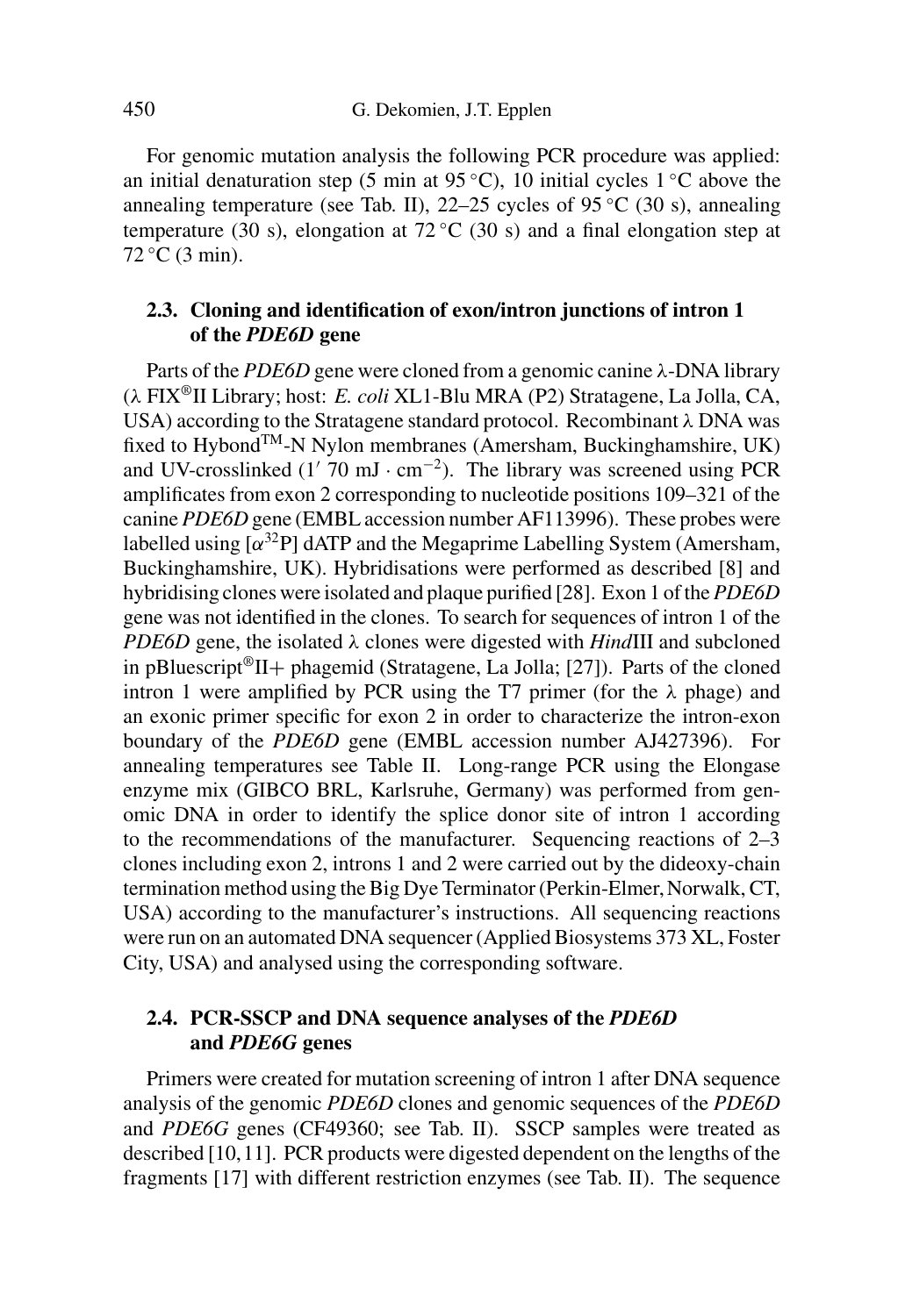For genomic mutation analysis the following PCR procedure was applied: an initial denaturation step (5 min at 95 °C), 10 initial cycles 1 °C above the annealing temperature (see Tab. II), 22–25 cycles of 95 °C (30 s), annealing temperature (30 s), elongation at 72 °C (30 s) and a final elongation step at 72 °C (3 min).

### 2.3. Cloning and identification of exon/intron junctions of intron 1 of the *PDE6D* gene

Parts of the *PDE6D* gene were cloned from a genomic canine λ-DNA library (λ FIX®II Library; host: *E. coli* XL1-Blu MRA (P2) Stratagene, La Jolla, CA, USA) according to the Stratagene standard protocol. Recombinant λ DNA was fixed to Hybond™-N Nylon membranes (Amersham, Buckinghamshire, UK) and UV-crosslinked (1′ 70 mJ · $cm^{-2}$). The library was screened using PCR amplificates from exon 2 corresponding to nucleotide positions 109–321 of the canine *PDE6D* gene (EMBL accession number AF113996). These probes were labelled using [$\alpha^{32}$P] dATP and the Megaprime Labelling System (Amersham, Buckinghamshire, UK). Hybridisations were performed as described [8] and hybridising clones were isolated and plaque purified [28]. Exon 1 of the *PDE6D* gene was not identified in the clones. To search for sequences of intron 1 of the *PDE6D* gene, the isolated λ clones were digested with *Hind*III and subcloned in pBluescript®II+ phagemid (Stratagene, La Jolla; [27]). Parts of the cloned intron 1 were amplified by PCR using the T7 primer (for the λ phage) and an exonic primer specific for exon 2 in order to characterize the intron-exon boundary of the *PDE6D* gene (EMBL accession number AJ427396). For annealing temperatures see Table II. Long-range PCR using the Elongase enzyme mix (GIBCO BRL, Karlsruhe, Germany) was performed from genomic DNA in order to identify the splice donor site of intron 1 according to the recommendations of the manufacturer. Sequencing reactions of 2–3 clones including exon 2, introns 1 and 2 were carried out by the dideoxy-chain termination method using the Big Dye Terminator (Perkin-Elmer, Norwalk, CT, USA) according to the manufacturer's instructions. All sequencing reactions were run on an automated DNA sequencer (Applied Biosystems 373 XL, Foster City, USA) and analysed using the corresponding software.

### 2.4. PCR-SSCP and DNA sequence analyses of the *PDE6D* and *PDE6G* genes

Primers were created for mutation screening of intron 1 after DNA sequence analysis of the genomic *PDE6D* clones and genomic sequences of the *PDE6D* and *PDE6G* genes (CF49360; see Tab. II). SSCP samples were treated as described [10, 11]. PCR products were digested dependent on the lengths of the fragments [17] with different restriction enzymes (see Tab. II). The sequence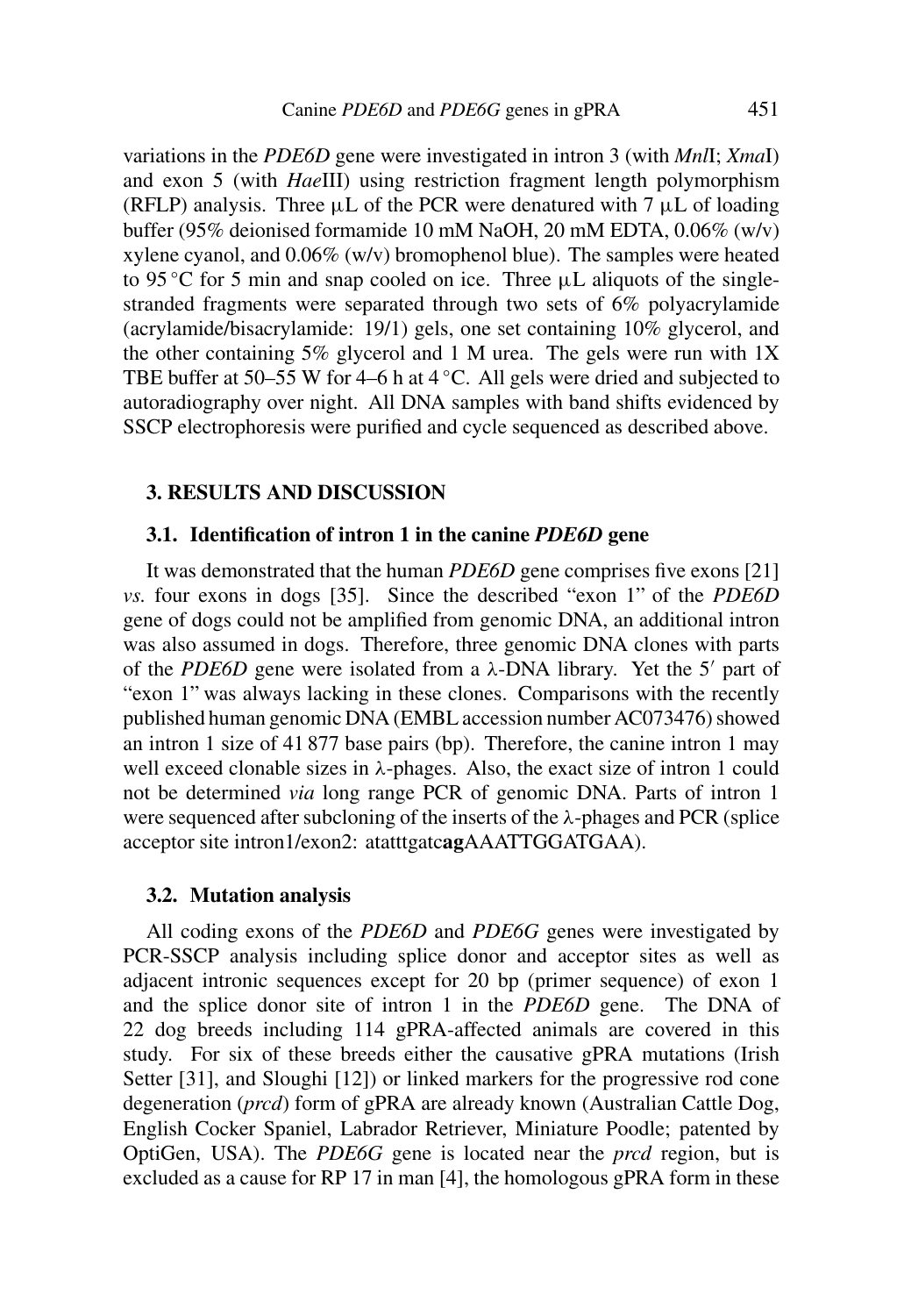variations in the *PDE6D* gene were investigated in intron 3 (with *Mnl*I; *Xma*I) and exon 5 (with *Hae*III) using restriction fragment length polymorphism (RFLP) analysis. Three μL of the PCR were denatured with 7 μL of loading buffer (95% deionised formamide 10 mM NaOH, 20 mM EDTA, 0.06% (w/v) xylene cyanol, and 0.06% (w/v) bromophenol blue). The samples were heated to 95 °C for 5 min and snap cooled on ice. Three μL aliquots of the single-stranded fragments were separated through two sets of 6% polyacrylamide (acrylamide/bisacrylamide: 19/1) gels, one set containing 10% glycerol, and the other containing 5% glycerol and 1 M urea. The gels were run with 1X TBE buffer at 50–55 W for 4–6 h at 4 °C. All gels were dried and subjected to autoradiography over night. All DNA samples with band shifts evidenced by SSCP electrophoresis were purified and cycle sequenced as described above.

## 3. RESULTS AND DISCUSSION

### 3.1. Identification of intron 1 in the canine *PDE6D* gene

It was demonstrated that the human *PDE6D* gene comprises five exons [21] *vs.* four exons in dogs [35]. Since the described "exon 1" of the *PDE6D* gene of dogs could not be amplified from genomic DNA, an additional intron was also assumed in dogs. Therefore, three genomic DNA clones with parts of the *PDE6D* gene were isolated from a λ-DNA library. Yet the 5′ part of "exon 1" was always lacking in these clones. Comparisons with the recently published human genomic DNA (EMBL accession number AC073476) showed an intron 1 size of 41 877 base pairs (bp). Therefore, the canine intron 1 may well exceed clonable sizes in λ-phages. Also, the exact size of intron 1 could not be determined *via* long range PCR of genomic DNA. Parts of intron 1 were sequenced after subcloning of the inserts of the λ-phages and PCR (splice acceptor site intron1/exon2: atatttgatc**ag**AAATTGGATGAA).

### 3.2. Mutation analysis

All coding exons of the *PDE6D* and *PDE6G* genes were investigated by PCR-SSCP analysis including splice donor and acceptor sites as well as adjacent intronic sequences except for 20 bp (primer sequence) of exon 1 and the splice donor site of intron 1 in the *PDE6D* gene. The DNA of 22 dog breeds including 114 gPRA-affected animals are covered in this study. For six of these breeds either the causative gPRA mutations (Irish Setter [31], and Sloughi [12]) or linked markers for the progressive rod cone degeneration (*prcd*) form of gPRA are already known (Australian Cattle Dog, English Cocker Spaniel, Labrador Retriever, Miniature Poodle; patented by OptiGen, USA). The *PDE6G* gene is located near the *prcd* region, but is excluded as a cause for RP 17 in man [4], the homologous gPRA form in these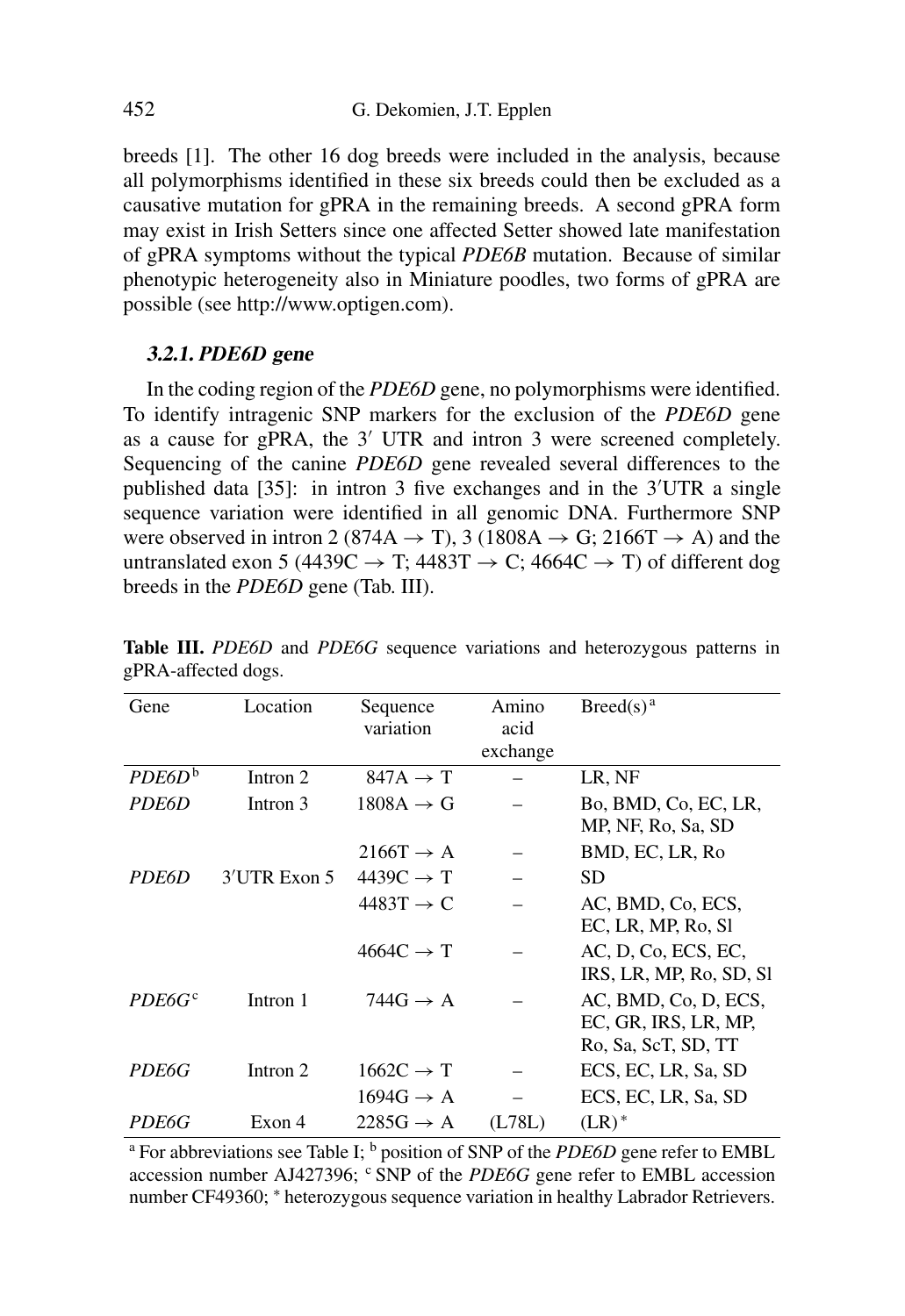breeds [1]. The other 16 dog breeds were included in the analysis, because all polymorphisms identified in these six breeds could then be excluded as a causative mutation for gPRA in the remaining breeds. A second gPRA form may exist in Irish Setters since one affected Setter showed late manifestation of gPRA symptoms without the typical *PDE6B* mutation. Because of similar phenotypic heterogeneity also in Miniature poodles, two forms of gPRA are possible (see http://www.optigen.com).

#### 3.2.1. *PDE6D* gene

In the coding region of the *PDE6D* gene, no polymorphisms were identified. To identify intragenic SNP markers for the exclusion of the *PDE6D* gene as a cause for gPRA, the 3′ UTR and intron 3 were screened completely. Sequencing of the canine *PDE6D* gene revealed several differences to the published data [35]: in intron 3 five exchanges and in the 3′UTR a single sequence variation were identified in all genomic DNA. Furthermore SNP were observed in intron 2 (874A → T), 3 (1808A → G; 2166T → A) and the untranslated exon 5 (4439C → T; 4483T → C; 4664C → T) of different dog breeds in the *PDE6D* gene (Tab. III).

**Table III.** *PDE6D* and *PDE6G* sequence variations and heterozygous patterns in gPRA-affected dogs.

| Gene | Location | Sequence variation | Amino acid exchange | Breed(s) [a] |
|---|---|---|---|---|
| *PDE6D* [b] | Intron 2 | 847A → T | – | LR, NF |
| *PDE6D* | Intron 3 | 1808A → G | – | Bo, BMD, Co, EC, LR, MP, NF, Ro, Sa, SD |
| | | 2166T → A | – | BMD, EC, LR, Ro |
| *PDE6D* | 3′UTR Exon 5 | 4439C → T | – | SD |
| | | 4483T → C | – | AC, BMD, Co, ECS, EC, LR, MP, Ro, Sl |
| | | 4664C → T | – | AC, D, Co, ECS, EC, IRS, LR, MP, Ro, SD, Sl |
| *PDE6G* [c] | Intron 1 | 744G → A | – | AC, BMD, Co, D, ECS, EC, GR, IRS, LR, MP, Ro, Sa, ScT, SD, TT |
| *PDE6G* | Intron 2 | 1662C → T | – | ECS, EC, LR, Sa, SD |
| | | 1694G → A | – | ECS, EC, LR, Sa, SD |
| *PDE6G* | Exon 4 | 2285G → A | (L78L) | (LR)* |

[a] For abbreviations see Table I; [b] position of SNP of the *PDE6D* gene refer to EMBL accession number AJ427396; [c] SNP of the *PDE6G* gene refer to EMBL accession number CF49360; * heterozygous sequence variation in healthy Labrador Retrievers.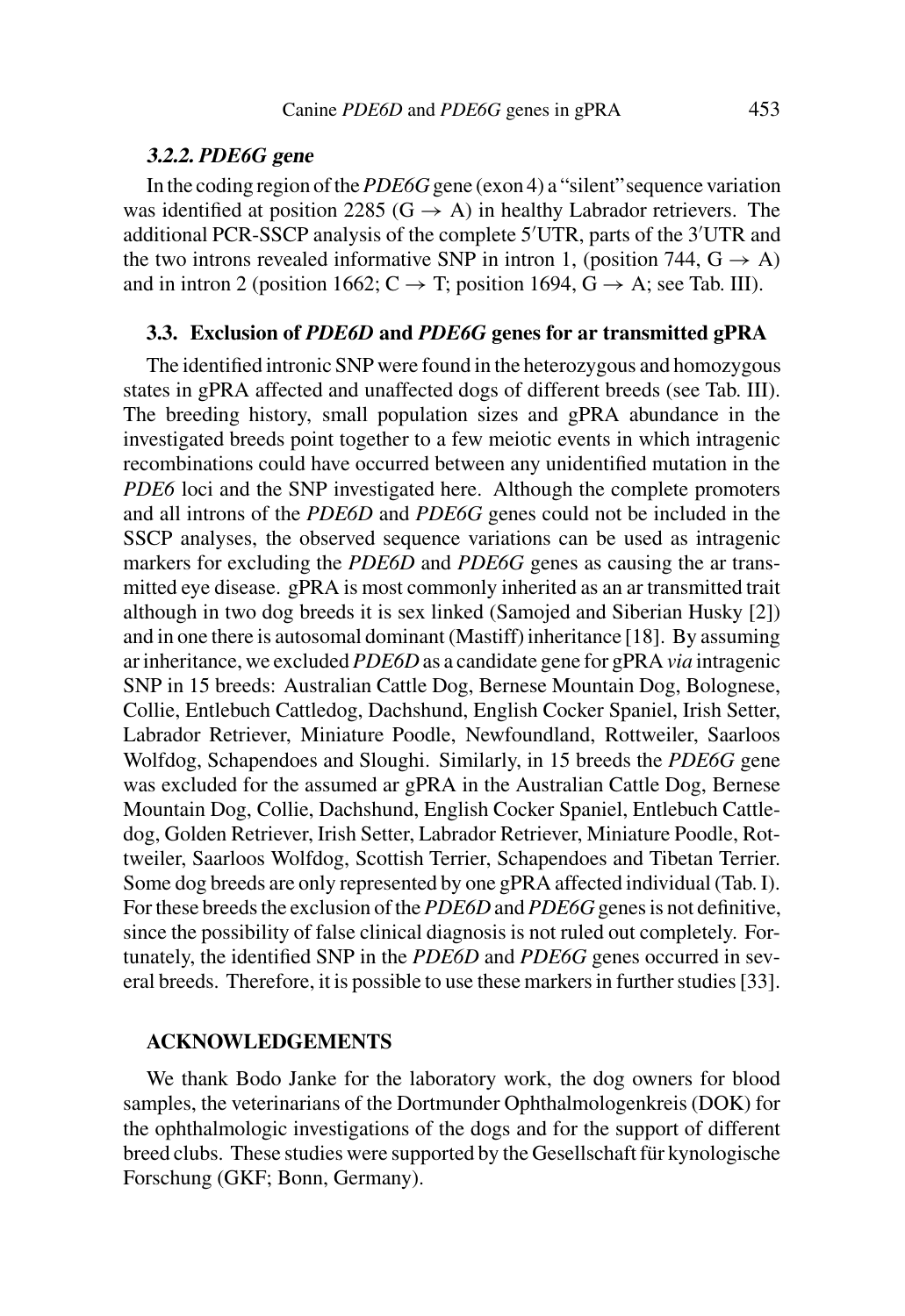### *3.2.2. PDE6G gene*

In the coding region of the *PDE6G* gene (exon 4) a "silent" sequence variation was identified at position 2285 (G → A) in healthy Labrador retrievers. The additional PCR-SSCP analysis of the complete 5′UTR, parts of the 3′UTR and the two introns revealed informative SNP in intron 1, (position 744, G → A) and in intron 2 (position 1662; C → T; position 1694, G → A; see Tab. III).

## 3.3. Exclusion of *PDE6D* and *PDE6G* genes for ar transmitted gPRA

The identified intronic SNP were found in the heterozygous and homozygous states in gPRA affected and unaffected dogs of different breeds (see Tab. III). The breeding history, small population sizes and gPRA abundance in the investigated breeds point together to a few meiotic events in which intragenic recombinations could have occurred between any unidentified mutation in the *PDE6* loci and the SNP investigated here. Although the complete promoters and all introns of the *PDE6D* and *PDE6G* genes could not be included in the SSCP analyses, the observed sequence variations can be used as intragenic markers for excluding the *PDE6D* and *PDE6G* genes as causing the ar transmitted eye disease. gPRA is most commonly inherited as an ar transmitted trait although in two dog breeds it is sex linked (Samojed and Siberian Husky [2]) and in one there is autosomal dominant (Mastiff) inheritance [18]. By assuming ar inheritance, we excluded *PDE6D* as a candidate gene for gPRA *via* intragenic SNP in 15 breeds: Australian Cattle Dog, Bernese Mountain Dog, Bolognese, Collie, Entlebuch Cattledog, Dachshund, English Cocker Spaniel, Irish Setter, Labrador Retriever, Miniature Poodle, Newfoundland, Rottweiler, Saarloos Wolfdog, Schapendoes and Sloughi. Similarly, in 15 breeds the *PDE6G* gene was excluded for the assumed ar gPRA in the Australian Cattle Dog, Bernese Mountain Dog, Collie, Dachshund, English Cocker Spaniel, Entlebuch Cattledog, Golden Retriever, Irish Setter, Labrador Retriever, Miniature Poodle, Rottweiler, Saarloos Wolfdog, Scottish Terrier, Schapendoes and Tibetan Terrier. Some dog breeds are only represented by one gPRA affected individual (Tab. I). For these breeds the exclusion of the *PDE6D* and *PDE6G* genes is not definitive, since the possibility of false clinical diagnosis is not ruled out completely. Fortunately, the identified SNP in the *PDE6D* and *PDE6G* genes occurred in several breeds. Therefore, it is possible to use these markers in further studies [33].

## ACKNOWLEDGEMENTS

We thank Bodo Janke for the laboratory work, the dog owners for blood samples, the veterinarians of the Dortmunder Ophthalmologenkreis (DOK) for the ophthalmologic investigations of the dogs and for the support of different breed clubs. These studies were supported by the Gesellschaft für kynologische Forschung (GKF; Bonn, Germany).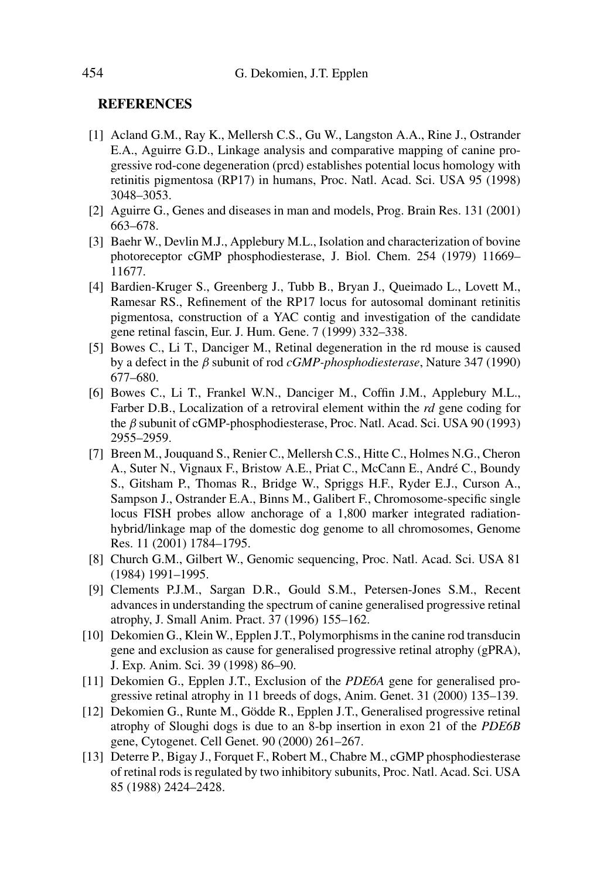## REFERENCES

[1] Acland G.M., Ray K., Mellersh C.S., Gu W., Langston A.A., Rine J., Ostrander E.A., Aguirre G.D., Linkage analysis and comparative mapping of canine progressive rod-cone degeneration (prcd) establishes potential locus homology with retinitis pigmentosa (RP17) in humans, Proc. Natl. Acad. Sci. USA 95 (1998) 3048–3053.

[2] Aguirre G., Genes and diseases in man and models, Prog. Brain Res. 131 (2001) 663–678.

[3] Baehr W., Devlin M.J., Applebury M.L., Isolation and characterization of bovine photoreceptor cGMP phosphodiesterase, J. Biol. Chem. 254 (1979) 11669–11677.

[4] Bardien-Kruger S., Greenberg J., Tubb B., Bryan J., Queimado L., Lovett M., Ramesar RS., Refinement of the RP17 locus for autosomal dominant retinitis pigmentosa, construction of a YAC contig and investigation of the candidate gene retinal fascin, Eur. J. Hum. Gene. 7 (1999) 332–338.

[5] Bowes C., Li T., Danciger M., Retinal degeneration in the rd mouse is caused by a defect in the $\beta$ subunit of rod *cGMP-phosphodiesterase*, Nature 347 (1990) 677–680.

[6] Bowes C., Li T., Frankel W.N., Danciger M., Coffin J.M., Applebury M.L., Farber D.B., Localization of a retroviral element within the *rd* gene coding for the $\beta$ subunit of cGMP-phosphodiesterase, Proc. Natl. Acad. Sci. USA 90 (1993) 2955–2959.

[7] Breen M., Jouquand S., Renier C., Mellersh C.S., Hitte C., Holmes N.G., Cheron A., Suter N., Vignaux F., Bristow A.E., Priat C., McCann E., André C., Boundy S., Gitsham P., Thomas R., Bridge W., Spriggs H.F., Ryder E.J., Curson A., Sampson J., Ostrander E.A., Binns M., Galibert F., Chromosome-specific single locus FISH probes allow anchorage of a 1,800 marker integrated radiation-hybrid/linkage map of the domestic dog genome to all chromosomes, Genome Res. 11 (2001) 1784–1795.

[8] Church G.M., Gilbert W., Genomic sequencing, Proc. Natl. Acad. Sci. USA 81 (1984) 1991–1995.

[9] Clements P.J.M., Sargan D.R., Gould S.M., Petersen-Jones S.M., Recent advances in understanding the spectrum of canine generalised progressive retinal atrophy, J. Small Anim. Pract. 37 (1996) 155–162.

[10] Dekomien G., Klein W., Epplen J.T., Polymorphisms in the canine rod transducin gene and exclusion as cause for generalised progressive retinal atrophy (gPRA), J. Exp. Anim. Sci. 39 (1998) 86–90.

[11] Dekomien G., Epplen J.T., Exclusion of the *PDE6A* gene for generalised progressive retinal atrophy in 11 breeds of dogs, Anim. Genet. 31 (2000) 135–139.

[12] Dekomien G., Runte M., Gödde R., Epplen J.T., Generalised progressive retinal atrophy of Sloughi dogs is due to an 8-bp insertion in exon 21 of the *PDE6B* gene, Cytogenet. Cell Genet. 90 (2000) 261–267.

[13] Deterre P., Bigay J., Forquet F., Robert M., Chabre M., cGMP phosphodiesterase of retinal rods is regulated by two inhibitory subunits, Proc. Natl. Acad. Sci. USA 85 (1988) 2424–2428.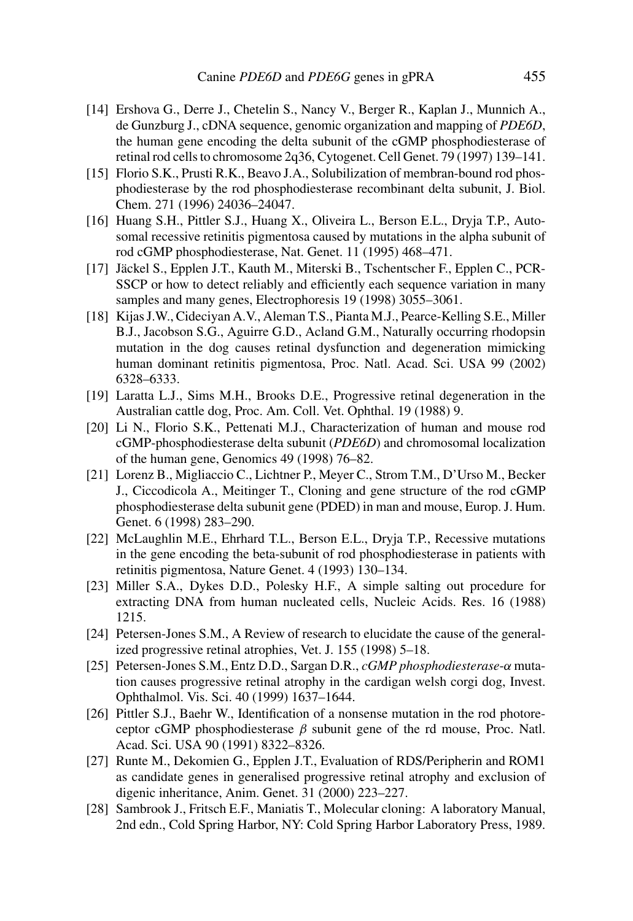[14] Ershova G., Derre J., Chetelin S., Nancy V., Berger R., Kaplan J., Munnich A., de Gunzburg J., cDNA sequence, genomic organization and mapping of *PDE6D*, the human gene encoding the delta subunit of the cGMP phosphodiesterase of retinal rod cells to chromosome 2q36, Cytogenet. Cell Genet. 79 (1997) 139–141.

[15] Florio S.K., Prusti R.K., Beavo J.A., Solubilization of membran-bound rod phosphodiesterase by the rod phosphodiesterase recombinant delta subunit, J. Biol. Chem. 271 (1996) 24036–24047.

[16] Huang S.H., Pittler S.J., Huang X., Oliveira L., Berson E.L., Dryja T.P., Autosomal recessive retinitis pigmentosa caused by mutations in the alpha subunit of rod cGMP phosphodiesterase, Nat. Genet. 11 (1995) 468–471.

[17] Jäckel S., Epplen J.T., Kauth M., Miterski B., Tschentscher F., Epplen C., PCR-SSCP or how to detect reliably and efficiently each sequence variation in many samples and many genes, Electrophoresis 19 (1998) 3055–3061.

[18] Kijas J.W., Cideciyan A.V., Aleman T.S., Pianta M.J., Pearce-Kelling S.E., Miller B.J., Jacobson S.G., Aguirre G.D., Acland G.M., Naturally occurring rhodopsin mutation in the dog causes retinal dysfunction and degeneration mimicking human dominant retinitis pigmentosa, Proc. Natl. Acad. Sci. USA 99 (2002) 6328–6333.

[19] Laratta L.J., Sims M.H., Brooks D.E., Progressive retinal degeneration in the Australian cattle dog, Proc. Am. Coll. Vet. Ophthal. 19 (1988) 9.

[20] Li N., Florio S.K., Pettenati M.J., Characterization of human and mouse rod cGMP-phosphodiesterase delta subunit (*PDE6D*) and chromosomal localization of the human gene, Genomics 49 (1998) 76–82.

[21] Lorenz B., Migliaccio C., Lichtner P., Meyer C., Strom T.M., D'Urso M., Becker J., Ciccodicola A., Meitinger T., Cloning and gene structure of the rod cGMP phosphodiesterase delta subunit gene (PDED) in man and mouse, Europ. J. Hum. Genet. 6 (1998) 283–290.

[22] McLaughlin M.E., Ehrhard T.L., Berson E.L., Dryja T.P., Recessive mutations in the gene encoding the beta-subunit of rod phosphodiesterase in patients with retinitis pigmentosa, Nature Genet. 4 (1993) 130–134.

[23] Miller S.A., Dykes D.D., Polesky H.F., A simple salting out procedure for extracting DNA from human nucleated cells, Nucleic Acids. Res. 16 (1988) 1215.

[24] Petersen-Jones S.M., A Review of research to elucidate the cause of the generalized progressive retinal atrophies, Vet. J. 155 (1998) 5–18.

[25] Petersen-Jones S.M., Entz D.D., Sargan D.R., *cGMP phosphodiesterase-$\alpha$* mutation causes progressive retinal atrophy in the cardigan welsh corgi dog, Invest. Ophthalmol. Vis. Sci. 40 (1999) 1637–1644.

[26] Pittler S.J., Baehr W., Identification of a nonsense mutation in the rod photoreceptor cGMP phosphodiesterase $\beta$ subunit gene of the rd mouse, Proc. Natl. Acad. Sci. USA 90 (1991) 8322–8326.

[27] Runte M., Dekomien G., Epplen J.T., Evaluation of RDS/Peripherin and ROM1 as candidate genes in generalised progressive retinal atrophy and exclusion of digenic inheritance, Anim. Genet. 31 (2000) 223–227.

[28] Sambrook J., Fritsch E.F., Maniatis T., Molecular cloning: A laboratory Manual, 2nd edn., Cold Spring Harbor, NY: Cold Spring Harbor Laboratory Press, 1989.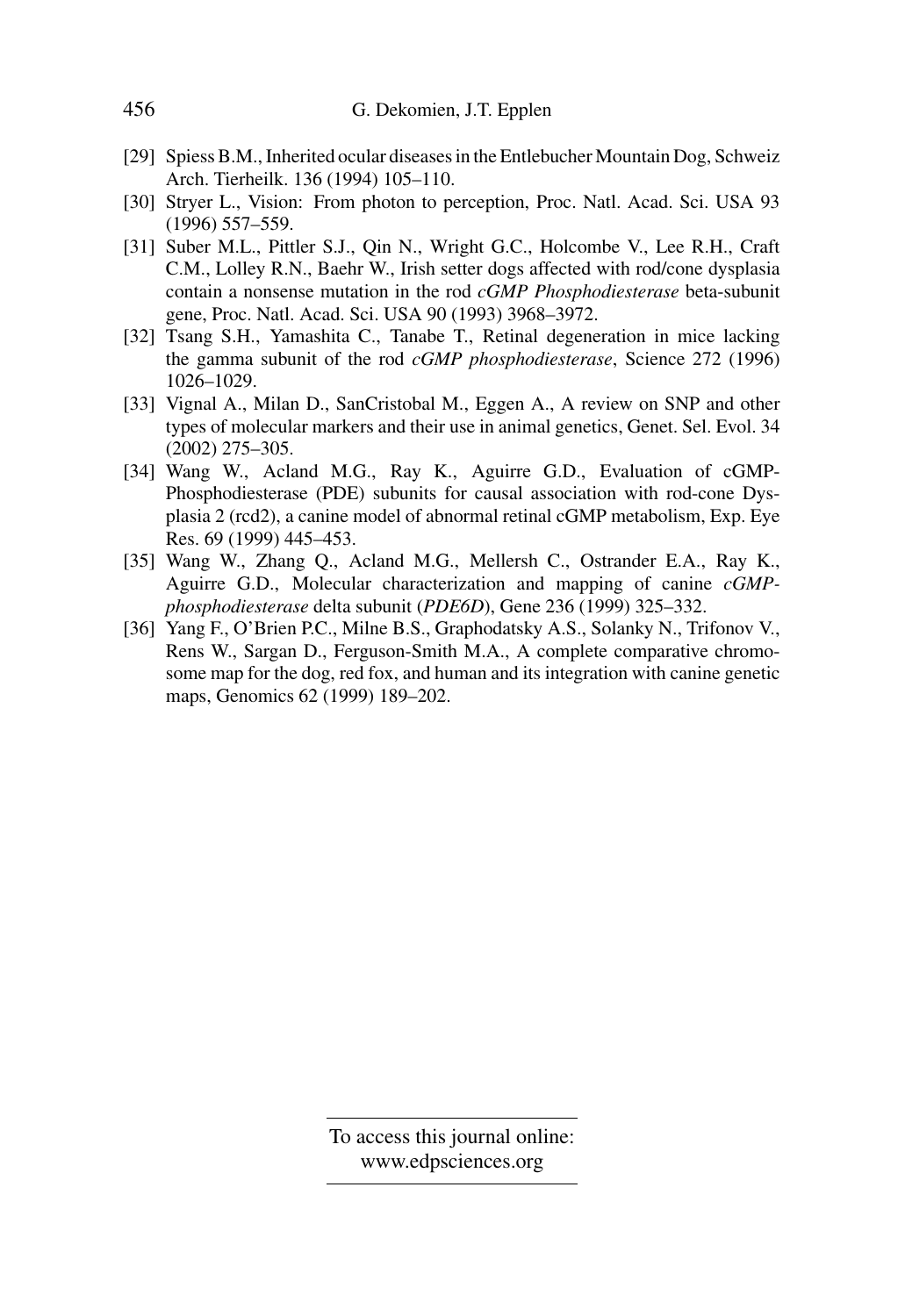[29] Spiess B.M., Inherited ocular diseases in the Entlebucher Mountain Dog, Schweiz Arch. Tierheilk. 136 (1994) 105–110.

[30] Stryer L., Vision: From photon to perception, Proc. Natl. Acad. Sci. USA 93 (1996) 557–559.

[31] Suber M.L., Pittler S.J., Qin N., Wright G.C., Holcombe V., Lee R.H., Craft C.M., Lolley R.N., Baehr W., Irish setter dogs affected with rod/cone dysplasia contain a nonsense mutation in the rod *cGMP Phosphodiesterase* beta-subunit gene, Proc. Natl. Acad. Sci. USA 90 (1993) 3968–3972.

[32] Tsang S.H., Yamashita C., Tanabe T., Retinal degeneration in mice lacking the gamma subunit of the rod *cGMP phosphodiesterase*, Science 272 (1996) 1026–1029.

[33] Vignal A., Milan D., SanCristobal M., Eggen A., A review on SNP and other types of molecular markers and their use in animal genetics, Genet. Sel. Evol. 34 (2002) 275–305.

[34] Wang W., Acland M.G., Ray K., Aguirre G.D., Evaluation of cGMP-Phosphodiesterase (PDE) subunits for causal association with rod-cone Dysplasia 2 (rcd2), a canine model of abnormal retinal cGMP metabolism, Exp. Eye Res. 69 (1999) 445–453.

[35] Wang W., Zhang Q., Acland M.G., Mellersh C., Ostrander E.A., Ray K., Aguirre G.D., Molecular characterization and mapping of canine *cGMP-phosphodiesterase* delta subunit (*PDE6D*), Gene 236 (1999) 325–332.

[36] Yang F., O'Brien P.C., Milne B.S., Graphodatsky A.S., Solanky N., Trifonov V., Rens W., Sargan D., Ferguson-Smith M.A., A complete comparative chromosome map for the dog, red fox, and human and its integration with canine genetic maps, Genomics 62 (1999) 189–202.

To access this journal online:
www.edpsciences.org